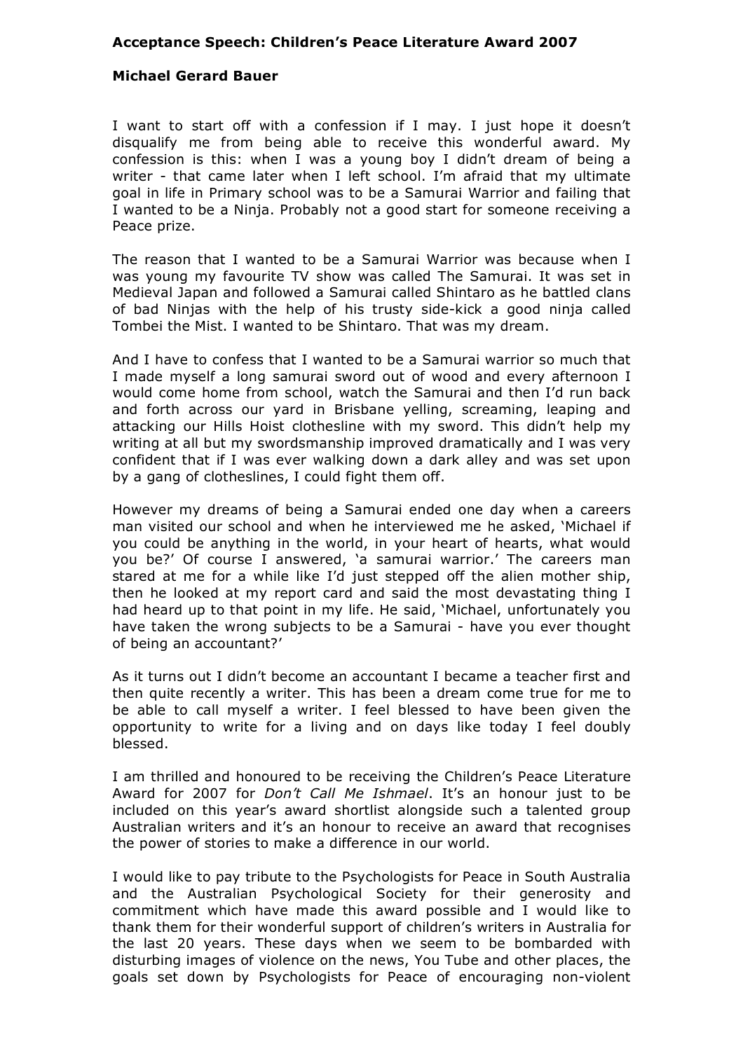**Acceptance Speech: Children's Peace Literature Award 2007**

**Michael Gerard Bauer**

I want to start off with a confession if I may. I just hope it doesn't disqualify me from being able to receive this wonderful award. My confession is this: when I was a young boy I didn't dream of being a writer - that came later when I left school. I'm afraid that my ultimate goal in life in Primary school was to be a Samurai Warrior and failing that I wanted to be a Ninja. Probably not a good start for someone receiving a Peace prize.

The reason that I wanted to be a Samurai Warrior was because when I was young my favourite TV show was called The Samurai. It was set in Medieval Japan and followed a Samurai called Shintaro as he battled clans of bad Ninjas with the help of his trusty side-kick a good ninja called Tombei the Mist. I wanted to be Shintaro. That was my dream.

And I have to confess that I wanted to be a Samurai warrior so much that I made myself a long samurai sword out of wood and every afternoon I would come home from school, watch the Samurai and then I'd run back and forth across our yard in Brisbane yelling, screaming, leaping and attacking our Hills Hoist clothesline with my sword. This didn't help my writing at all but my swordsmanship improved dramatically and I was very confident that if I was ever walking down a dark alley and was set upon by a gang of clotheslines, I could fight them off.

However my dreams of being a Samurai ended one day when a careers man visited our school and when he interviewed me he asked, 'Michael if you could be anything in the world, in your heart of hearts, what would you be?' Of course I answered, 'a samurai warrior.' The careers man stared at me for a while like I'd just stepped off the alien mother ship, then he looked at my report card and said the most devastating thing I had heard up to that point in my life. He said, 'Michael, unfortunately you have taken the wrong subjects to be a Samurai - have you ever thought of being an accountant?'

As it turns out I didn't become an accountant I became a teacher first and then quite recently a writer. This has been a dream come true for me to be able to call myself a writer. I feel blessed to have been given the opportunity to write for a living and on days like today I feel doubly blessed.

I am thrilled and honoured to be receiving the Children's Peace Literature Award for 2007 for *Don't Call Me Ishmael*. It's an honour just to be included on this year's award shortlist alongside such a talented group Australian writers and it's an honour to receive an award that recognises the power of stories to make a difference in our world.

I would like to pay tribute to the Psychologists for Peace in South Australia and the Australian Psychological Society for their generosity and commitment which have made this award possible and I would like to thank them for their wonderful support of children's writers in Australia for the last 20 years. These days when we seem to be bombarded with disturbing images of violence on the news, You Tube and other places, the goals set down by Psychologists for Peace of encouraging non-violent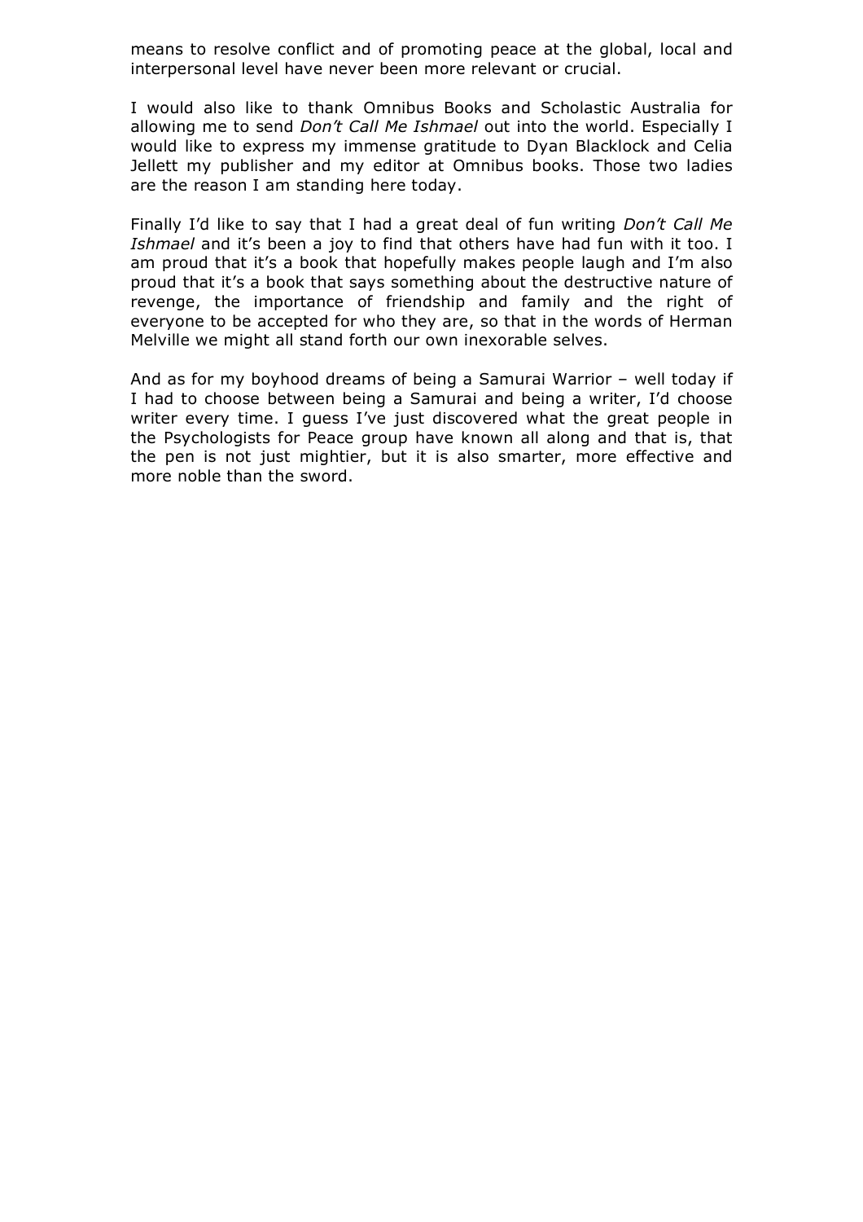means to resolve conflict and of promoting peace at the global, local and interpersonal level have never been more relevant or crucial.

I would also like to thank Omnibus Books and Scholastic Australia for allowing me to send *Don't Call Me Ishmael* out into the world. Especially I would like to express my immense gratitude to Dyan Blacklock and Celia Jellett my publisher and my editor at Omnibus books. Those two ladies are the reason I am standing here today.

Finally I'd like to say that I had a great deal of fun writing *Don't Call Me Ishmael* and it's been a joy to find that others have had fun with it too. I am proud that it's a book that hopefully makes people laugh and I'm also proud that it's a book that says something about the destructive nature of revenge, the importance of friendship and family and the right of everyone to be accepted for who they are, so that in the words of Herman Melville we might all stand forth our own inexorable selves.

And as for my boyhood dreams of being a Samurai Warrior – well today if I had to choose between being a Samurai and being a writer, I'd choose writer every time. I guess I've just discovered what the great people in the Psychologists for Peace group have known all along and that is, that the pen is not just mightier, but it is also smarter, more effective and more noble than the sword.